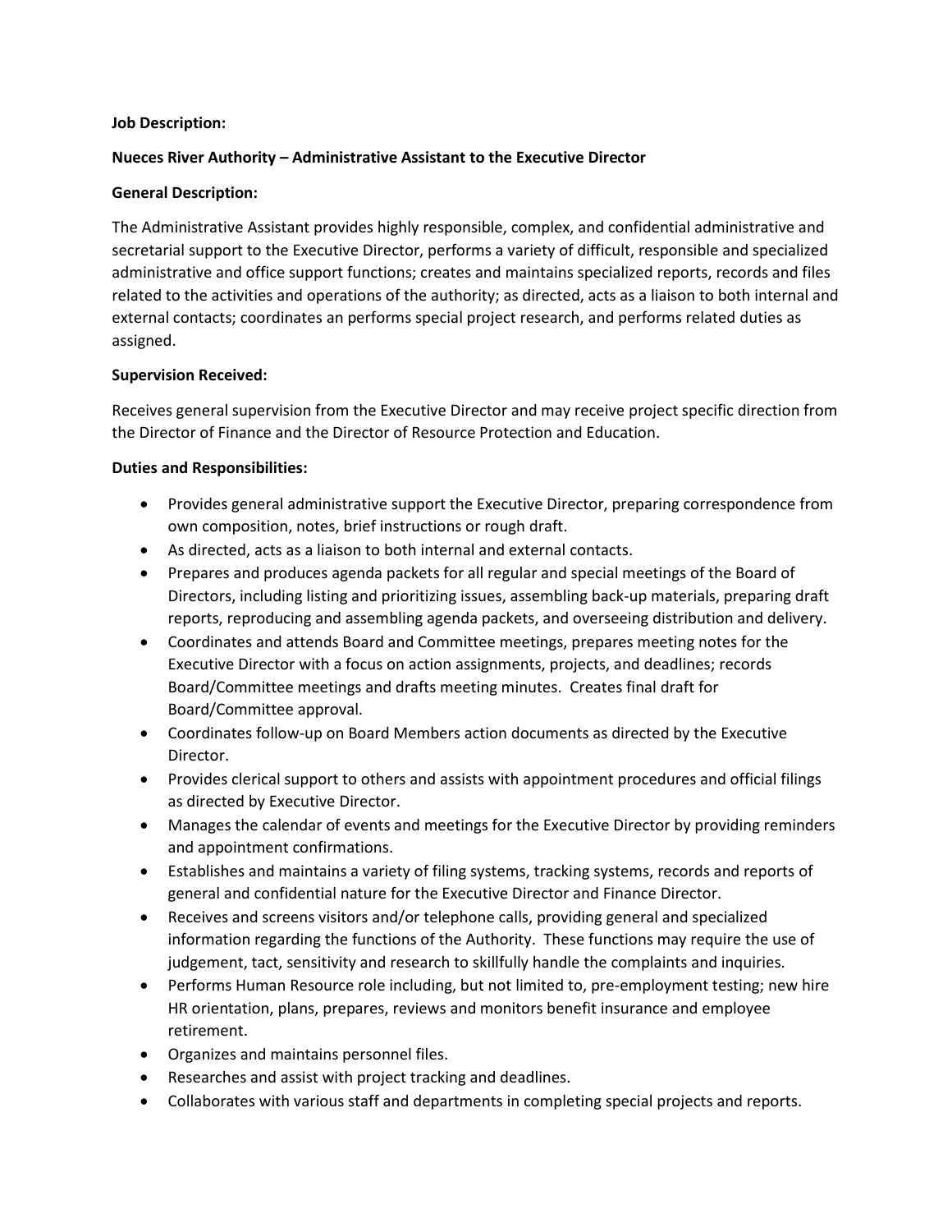**Job Description:**

**Nueces River Authority – Administrative Assistant to the Executive Director**

**General Description:**

The Administrative Assistant provides highly responsible, complex, and confidential administrative and secretarial support to the Executive Director, performs a variety of difficult, responsible and specialized administrative and office support functions; creates and maintains specialized reports, records and files related to the activities and operations of the authority; as directed, acts as a liaison to both internal and external contacts; coordinates an performs special project research, and performs related duties as assigned.

**Supervision Received:**

Receives general supervision from the Executive Director and may receive project specific direction from the Director of Finance and the Director of Resource Protection and Education.

**Duties and Responsibilities:**

- Provides general administrative support the Executive Director, preparing correspondence from own composition, notes, brief instructions or rough draft.
- As directed, acts as a liaison to both internal and external contacts.
- Prepares and produces agenda packets for all regular and special meetings of the Board of Directors, including listing and prioritizing issues, assembling back-up materials, preparing draft reports, reproducing and assembling agenda packets, and overseeing distribution and delivery.
- Coordinates and attends Board and Committee meetings, prepares meeting notes for the Executive Director with a focus on action assignments, projects, and deadlines; records Board/Committee meetings and drafts meeting minutes. Creates final draft for Board/Committee approval.
- Coordinates follow-up on Board Members action documents as directed by the Executive Director.
- Provides clerical support to others and assists with appointment procedures and official filings as directed by Executive Director.
- Manages the calendar of events and meetings for the Executive Director by providing reminders and appointment confirmations.
- Establishes and maintains a variety of filing systems, tracking systems, records and reports of general and confidential nature for the Executive Director and Finance Director.
- Receives and screens visitors and/or telephone calls, providing general and specialized information regarding the functions of the Authority. These functions may require the use of judgement, tact, sensitivity and research to skillfully handle the complaints and inquiries.
- Performs Human Resource role including, but not limited to, pre-employment testing; new hire HR orientation, plans, prepares, reviews and monitors benefit insurance and employee retirement.
- Organizes and maintains personnel files.
- Researches and assist with project tracking and deadlines.
- Collaborates with various staff and departments in completing special projects and reports.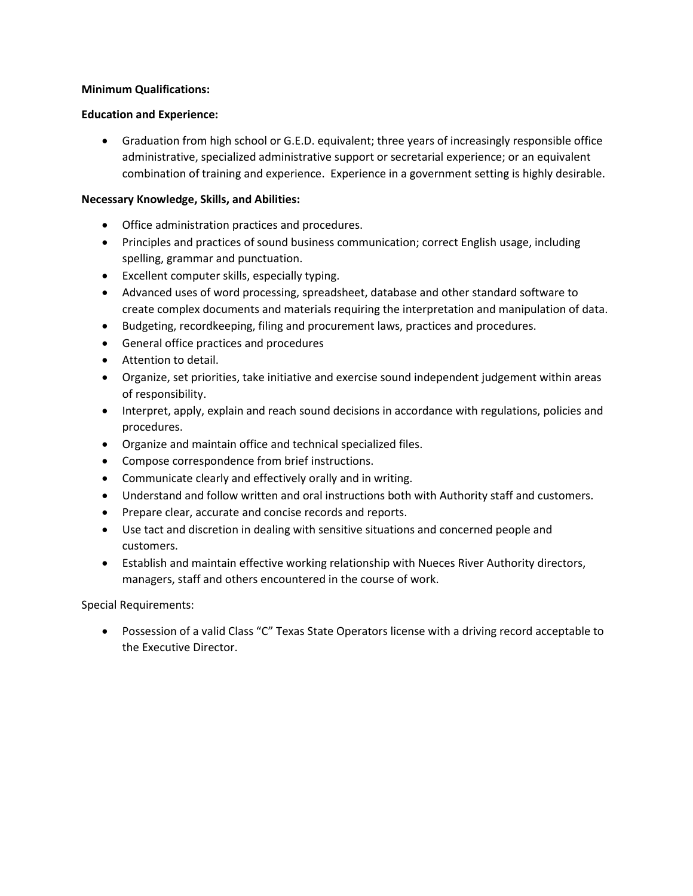**Minimum Qualifications:**

**Education and Experience:**

- Graduation from high school or G.E.D. equivalent; three years of increasingly responsible office administrative, specialized administrative support or secretarial experience; or an equivalent combination of training and experience. Experience in a government setting is highly desirable.

**Necessary Knowledge, Skills, and Abilities:**

- Office administration practices and procedures.
- Principles and practices of sound business communication; correct English usage, including spelling, grammar and punctuation.
- Excellent computer skills, especially typing.
- Advanced uses of word processing, spreadsheet, database and other standard software to create complex documents and materials requiring the interpretation and manipulation of data.
- Budgeting, recordkeeping, filing and procurement laws, practices and procedures.
- General office practices and procedures
- Attention to detail.
- Organize, set priorities, take initiative and exercise sound independent judgement within areas of responsibility.
- Interpret, apply, explain and reach sound decisions in accordance with regulations, policies and procedures.
- Organize and maintain office and technical specialized files.
- Compose correspondence from brief instructions.
- Communicate clearly and effectively orally and in writing.
- Understand and follow written and oral instructions both with Authority staff and customers.
- Prepare clear, accurate and concise records and reports.
- Use tact and discretion in dealing with sensitive situations and concerned people and customers.
- Establish and maintain effective working relationship with Nueces River Authority directors, managers, staff and others encountered in the course of work.

Special Requirements:

- Possession of a valid Class "C" Texas State Operators license with a driving record acceptable to the Executive Director.